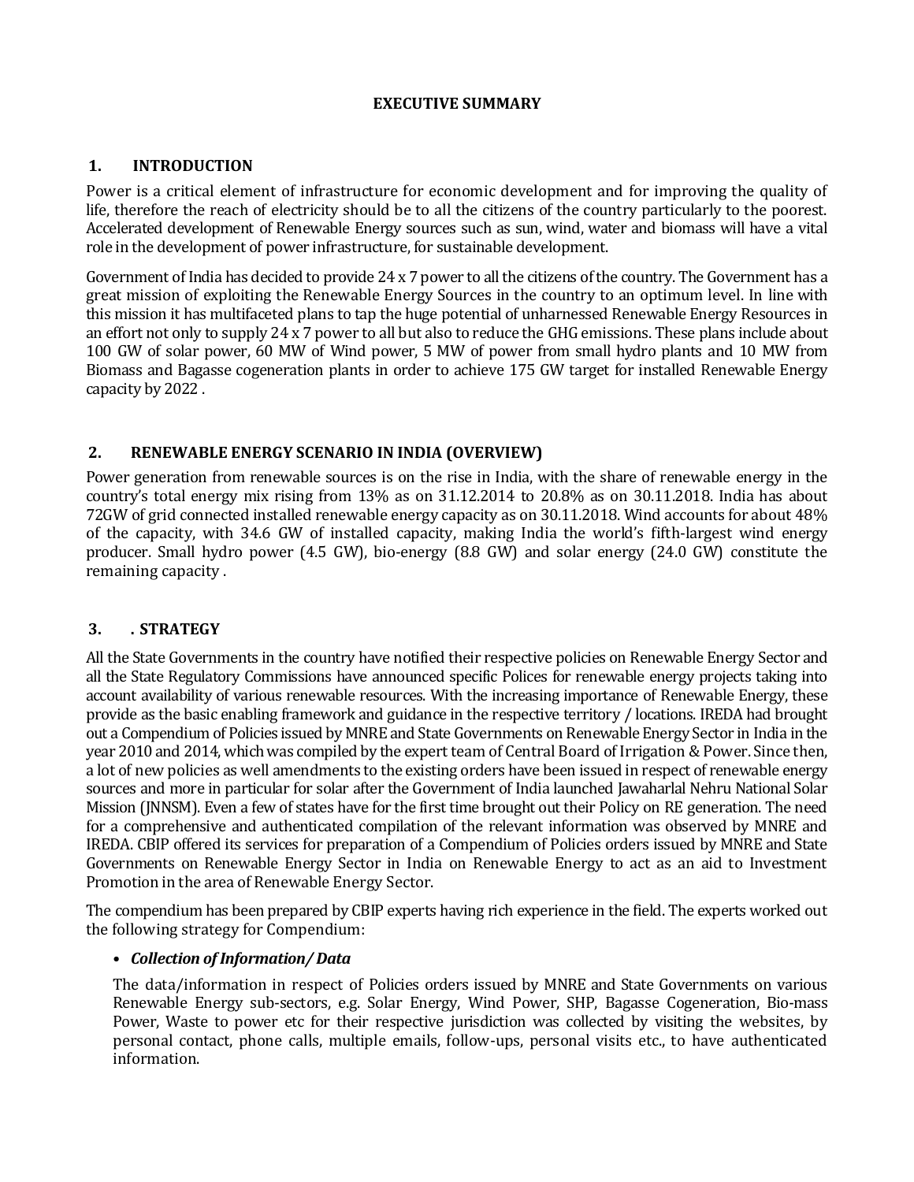# EXECUTIVE SUMMARY

## 1. INTRODUCTION

Power is a critical element of infrastructure for economic development and for improving the quality of life, therefore the reach of electricity should be to all the citizens of the country particularly to the poorest. Accelerated development of Renewable Energy sources such as sun, wind, water and biomass will have a vital role in the development of power infrastructure, for sustainable development.

Government of India has decided to provide 24 x 7 power to all the citizens of the country. The Government has a great mission of exploiting the Renewable Energy Sources in the country to an optimum level. In line with this mission it has multifaceted plans to tap the huge potential of unharnessed Renewable Energy Resources in an effort not only to supply 24 x 7 power to all but also to reduce the GHG emissions. These plans include about 100 GW of solar power, 60 MW of Wind power, 5 MW of power from small hydro plants and 10 MW from Biomass and Bagasse cogeneration plants in order to achieve 175 GW target for installed Renewable Energy capacity by 2022 .

## 2. RENEWABLE ENERGY SCENARIO IN INDIA (OVERVIEW)

Power generation from renewable sources is on the rise in India, with the share of renewable energy in the country's total energy mix rising from 13% as on 31.12.2014 to 20.8% as on 30.11.2018. India has about 72GW of grid connected installed renewable energy capacity as on 30.11.2018. Wind accounts for about 48% of the capacity, with 34.6 GW of installed capacity, making India the world's fifth-largest wind energy producer. Small hydro power (4.5 GW), bio-energy (8.8 GW) and solar energy (24.0 GW) constitute the remaining capacity .

## 3. . STRATEGY

All the State Governments in the country have notified their respective policies on Renewable Energy Sector and all the State Regulatory Commissions have announced specific Polices for renewable energy projects taking into account availability of various renewable resources. With the increasing importance of Renewable Energy, these provide as the basic enabling framework and guidance in the respective territory / locations. IREDA had brought out a Compendium of Policies issued by MNRE and State Governments on Renewable Energy Sector in India in the year 2010 and 2014, which was compiled by the expert team of Central Board of Irrigation & Power. Since then, a lot of new policies as well amendments to the existing orders have been issued in respect of renewable energy sources and more in particular for solar after the Government of India launched Jawaharlal Nehru National Solar Mission (JNNSM). Even a few of states have for the first time brought out their Policy on RE generation. The need for a comprehensive and authenticated compilation of the relevant information was observed by MNRE and IREDA. CBIP offered its services for preparation of a Compendium of Policies orders issued by MNRE and State Governments on Renewable Energy Sector in India on Renewable Energy to act as an aid to Investment Promotion in the area of Renewable Energy Sector.

The compendium has been prepared by CBIP experts having rich experience in the field. The experts worked out the following strategy for Compendium:

- ***Collection of Information/ Data***

  The data/information in respect of Policies orders issued by MNRE and State Governments on various Renewable Energy sub-sectors, e.g. Solar Energy, Wind Power, SHP, Bagasse Cogeneration, Bio-mass Power, Waste to power etc for their respective jurisdiction was collected by visiting the websites, by personal contact, phone calls, multiple emails, follow-ups, personal visits etc., to have authenticated information.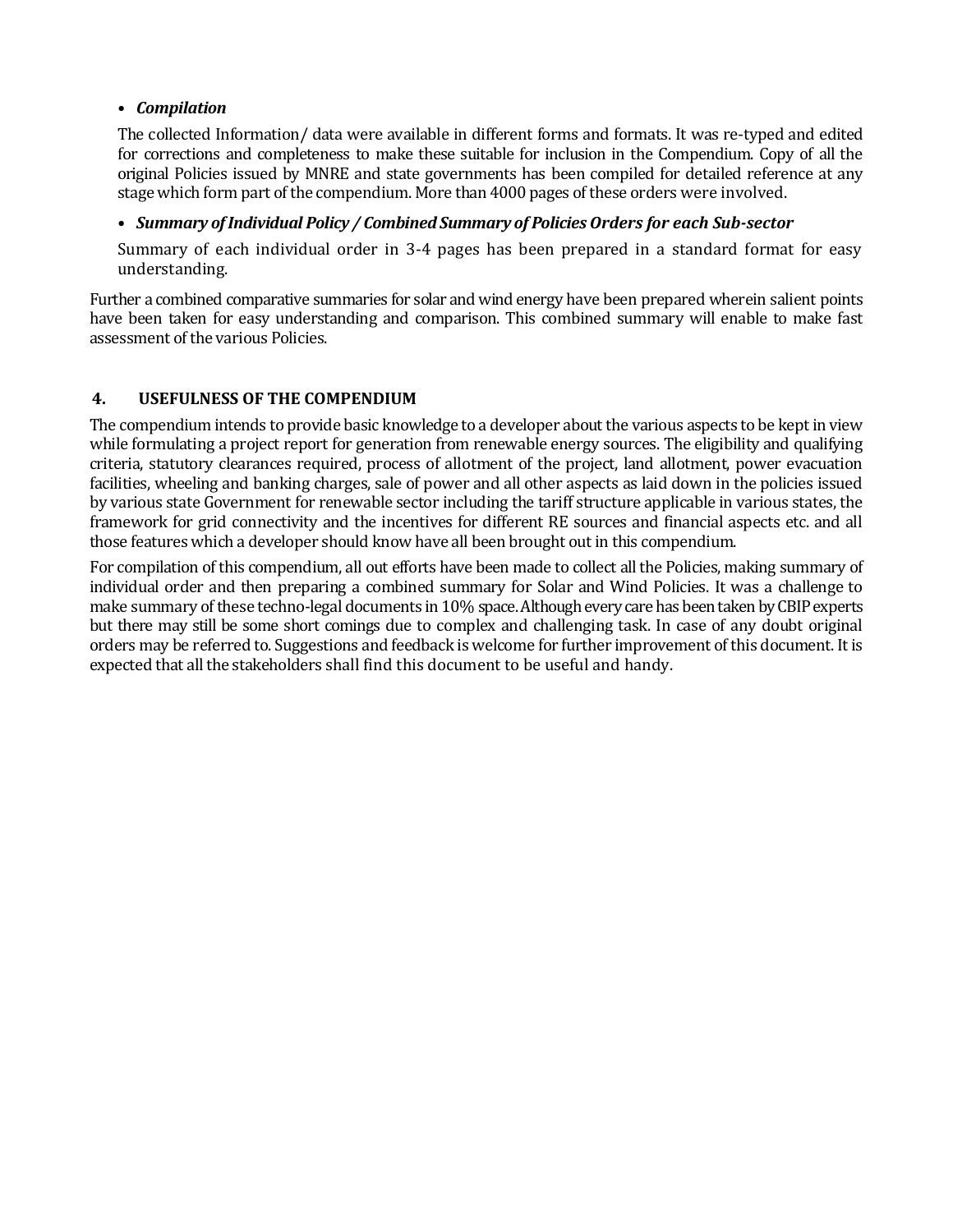- ***Compilation***

  The collected Information/ data were available in different forms and formats. It was re-typed and edited for corrections and completeness to make these suitable for inclusion in the Compendium. Copy of all the original Policies issued by MNRE and state governments has been compiled for detailed reference at any stage which form part of the compendium. More than 4000 pages of these orders were involved.

- ***Summary of Individual Policy / Combined Summary of Policies Orders for each Sub-sector***

  Summary of each individual order in 3-4 pages has been prepared in a standard format for easy understanding.

Further a combined comparative summaries for solar and wind energy have been prepared wherein salient points have been taken for easy understanding and comparison. This combined summary will enable to make fast assessment of the various Policies.

## 4. USEFULNESS OF THE COMPENDIUM

The compendium intends to provide basic knowledge to a developer about the various aspects to be kept in view while formulating a project report for generation from renewable energy sources. The eligibility and qualifying criteria, statutory clearances required, process of allotment of the project, land allotment, power evacuation facilities, wheeling and banking charges, sale of power and all other aspects as laid down in the policies issued by various state Government for renewable sector including the tariff structure applicable in various states, the framework for grid connectivity and the incentives for different RE sources and financial aspects etc. and all those features which a developer should know have all been brought out in this compendium.

For compilation of this compendium, all out efforts have been made to collect all the Policies, making summary of individual order and then preparing a combined summary for Solar and Wind Policies. It was a challenge to make summary of these techno-legal documents in 10% space. Although every care has been taken by CBIP experts but there may still be some short comings due to complex and challenging task. In case of any doubt original orders may be referred to. Suggestions and feedback is welcome for further improvement of this document. It is expected that all the stakeholders shall find this document to be useful and handy.